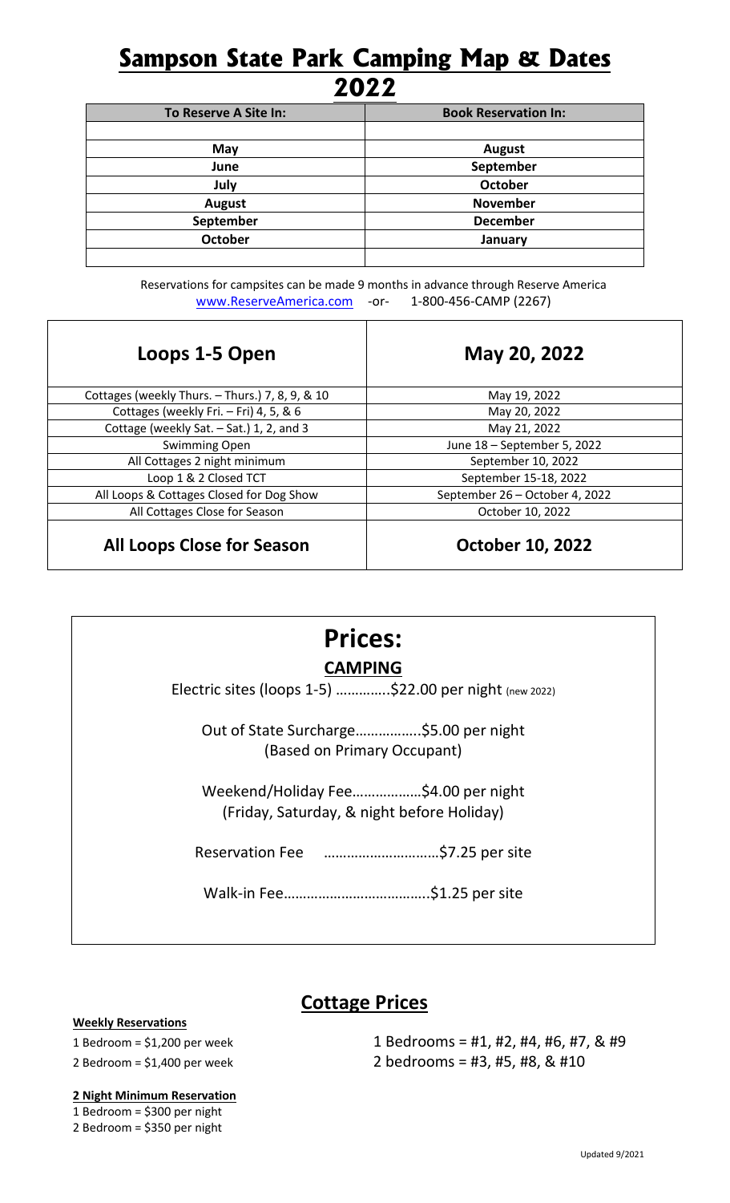# Sampson State Park Camping Map & Dates 2022

| To Reserve A Site In: | Book Reservation In: |
| --- | --- |
| | |
| May | August |
| June | September |
| July | October |
| August | November |
| September | December |
| October | January |
| | |

Reservations for campsites can be made 9 months in advance through Reserve America www.ReserveAmerica.com -or- 1-800-456-CAMP (2267)

| Loops 1-5 Open | May 20, 2022 |
| --- | --- |
| Cottages (weekly Thurs. – Thurs.) 7, 8, 9, & 10 | May 19, 2022 |
| Cottages (weekly Fri. – Fri) 4, 5, & 6 | May 20, 2022 |
| Cottage (weekly Sat. – Sat.) 1, 2, and 3 | May 21, 2022 |
| Swimming Open | June 18 – September 5, 2022 |
| All Cottages 2 night minimum | September 10, 2022 |
| Loop 1 & 2 Closed TCT | September 15-18, 2022 |
| All Loops & Cottages Closed for Dog Show | September 26 – October 4, 2022 |
| All Cottages Close for Season | October 10, 2022 |
| **All Loops Close for Season** | **October 10, 2022** |

# Prices:

## CAMPING

Electric sites (loops 1-5) ..............$22.00 per night (new 2022)

Out of State Surcharge.................$5.00 per night
(Based on Primary Occupant)

Weekend/Holiday Fee..................$4.00 per night
(Friday, Saturday, & night before Holiday)

Reservation Fee ..............................$7.25 per site

Walk-in Fee......................................$1.25 per site

## Cottage Prices

**Weekly Reservations**

1 Bedroom = $1,200 per week

2 Bedroom = $1,400 per week

**2 Night Minimum Reservation**

1 Bedroom = $300 per night

2 Bedroom = $350 per night

1 Bedrooms = #1, #2, #4, #6, #7, & #9

2 bedrooms = #3, #5, #8, & #10

Updated 9/2021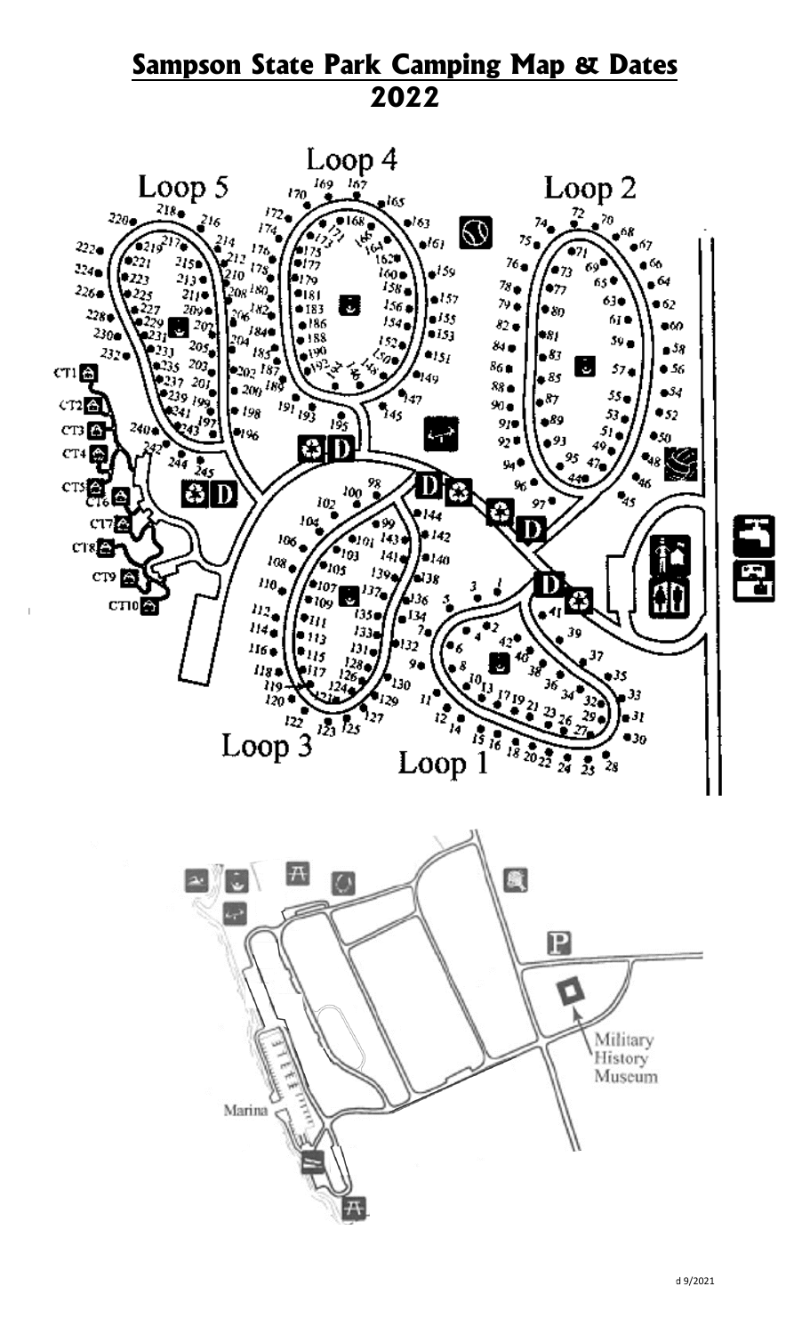# Sampson State Park Camping Map & Dates 2022

Loop 4

Loop 5

Loop 2

Loop 3

Loop 1

Marina

Military History Museum

d 9/2021